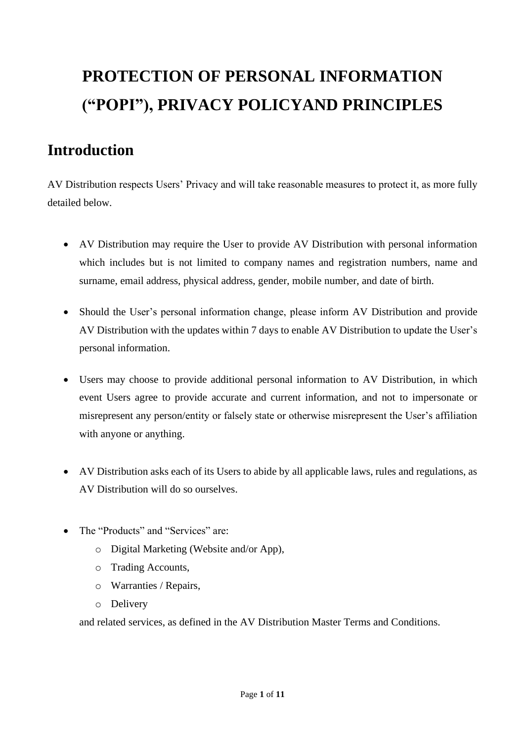# PROTECTION OF PERSONAL INFORMATION ("POPI"), PRIVACY POLICYAND PRINCIPLES

## Introduction

AV Distribution respects Users' Privacy and will take reasonable measures to protect it, as more fully detailed below.

- AV Distribution may require the User to provide AV Distribution with personal information which includes but is not limited to company names and registration numbers, name and surname, email address, physical address, gender, mobile number, and date of birth.

- Should the User's personal information change, please inform AV Distribution and provide AV Distribution with the updates within 7 days to enable AV Distribution to update the User's personal information.

- Users may choose to provide additional personal information to AV Distribution, in which event Users agree to provide accurate and current information, and not to impersonate or misrepresent any person/entity or falsely state or otherwise misrepresent the User's affiliation with anyone or anything.

- AV Distribution asks each of its Users to abide by all applicable laws, rules and regulations, as AV Distribution will do so ourselves.

- The "Products" and "Services" are:
  - Digital Marketing (Website and/or App),
  - Trading Accounts,
  - Warranties / Repairs,
  - Delivery

  and related services, as defined in the AV Distribution Master Terms and Conditions.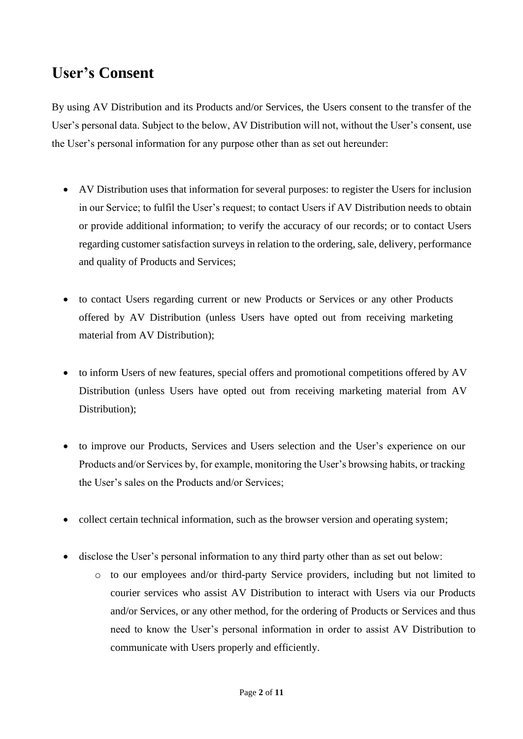## User's Consent

By using AV Distribution and its Products and/or Services, the Users consent to the transfer of the User's personal data. Subject to the below, AV Distribution will not, without the User's consent, use the User's personal information for any purpose other than as set out hereunder:

- AV Distribution uses that information for several purposes: to register the Users for inclusion in our Service; to fulfil the User's request; to contact Users if AV Distribution needs to obtain or provide additional information; to verify the accuracy of our records; or to contact Users regarding customer satisfaction surveys in relation to the ordering, sale, delivery, performance and quality of Products and Services;

- to contact Users regarding current or new Products or Services or any other Products offered by AV Distribution (unless Users have opted out from receiving marketing material from AV Distribution);

- to inform Users of new features, special offers and promotional competitions offered by AV Distribution (unless Users have opted out from receiving marketing material from AV Distribution);

- to improve our Products, Services and Users selection and the User's experience on our Products and/or Services by, for example, monitoring the User's browsing habits, or tracking the User's sales on the Products and/or Services;

- collect certain technical information, such as the browser version and operating system;

- disclose the User's personal information to any third party other than as set out below:
    - to our employees and/or third-party Service providers, including but not limited to courier services who assist AV Distribution to interact with Users via our Products and/or Services, or any other method, for the ordering of Products or Services and thus need to know the User's personal information in order to assist AV Distribution to communicate with Users properly and efficiently.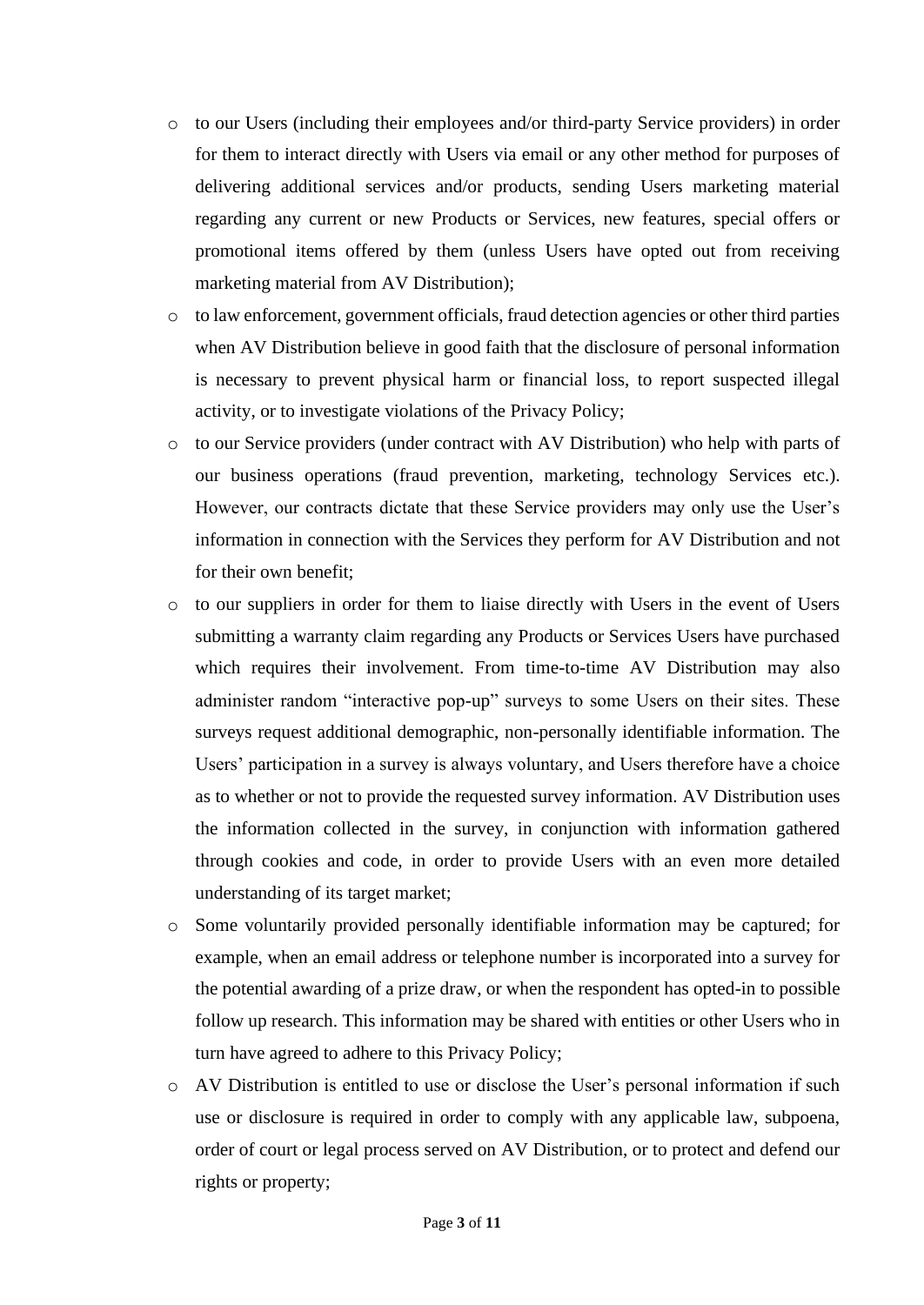- to our Users (including their employees and/or third-party Service providers) in order for them to interact directly with Users via email or any other method for purposes of delivering additional services and/or products, sending Users marketing material regarding any current or new Products or Services, new features, special offers or promotional items offered by them (unless Users have opted out from receiving marketing material from AV Distribution);
- to law enforcement, government officials, fraud detection agencies or other third parties when AV Distribution believe in good faith that the disclosure of personal information is necessary to prevent physical harm or financial loss, to report suspected illegal activity, or to investigate violations of the Privacy Policy;
- to our Service providers (under contract with AV Distribution) who help with parts of our business operations (fraud prevention, marketing, technology Services etc.). However, our contracts dictate that these Service providers may only use the User's information in connection with the Services they perform for AV Distribution and not for their own benefit;
- to our suppliers in order for them to liaise directly with Users in the event of Users submitting a warranty claim regarding any Products or Services Users have purchased which requires their involvement. From time-to-time AV Distribution may also administer random "interactive pop-up" surveys to some Users on their sites. These surveys request additional demographic, non-personally identifiable information. The Users' participation in a survey is always voluntary, and Users therefore have a choice as to whether or not to provide the requested survey information. AV Distribution uses the information collected in the survey, in conjunction with information gathered through cookies and code, in order to provide Users with an even more detailed understanding of its target market;
- Some voluntarily provided personally identifiable information may be captured; for example, when an email address or telephone number is incorporated into a survey for the potential awarding of a prize draw, or when the respondent has opted-in to possible follow up research. This information may be shared with entities or other Users who in turn have agreed to adhere to this Privacy Policy;
- AV Distribution is entitled to use or disclose the User's personal information if such use or disclosure is required in order to comply with any applicable law, subpoena, order of court or legal process served on AV Distribution, or to protect and defend our rights or property;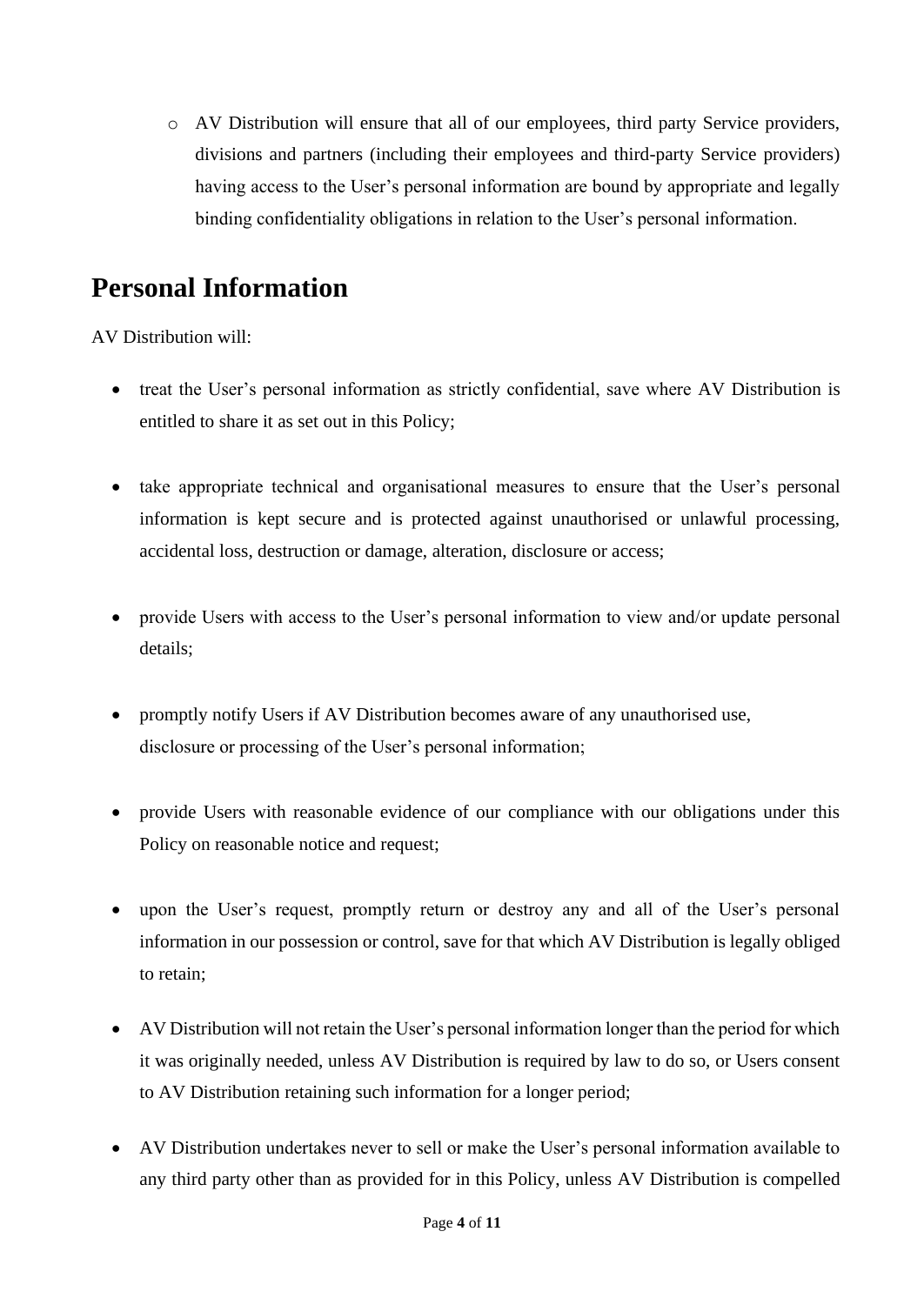- AV Distribution will ensure that all of our employees, third party Service providers, divisions and partners (including their employees and third-party Service providers) having access to the User's personal information are bound by appropriate and legally binding confidentiality obligations in relation to the User's personal information.

# Personal Information

AV Distribution will:

- treat the User's personal information as strictly confidential, save where AV Distribution is entitled to share it as set out in this Policy;

- take appropriate technical and organisational measures to ensure that the User's personal information is kept secure and is protected against unauthorised or unlawful processing, accidental loss, destruction or damage, alteration, disclosure or access;

- provide Users with access to the User's personal information to view and/or update personal details;

- promptly notify Users if AV Distribution becomes aware of any unauthorised use, disclosure or processing of the User's personal information;

- provide Users with reasonable evidence of our compliance with our obligations under this Policy on reasonable notice and request;

- upon the User's request, promptly return or destroy any and all of the User's personal information in our possession or control, save for that which AV Distribution is legally obliged to retain;

- AV Distribution will not retain the User's personal information longer than the period for which it was originally needed, unless AV Distribution is required by law to do so, or Users consent to AV Distribution retaining such information for a longer period;

- AV Distribution undertakes never to sell or make the User's personal information available to any third party other than as provided for in this Policy, unless AV Distribution is compelled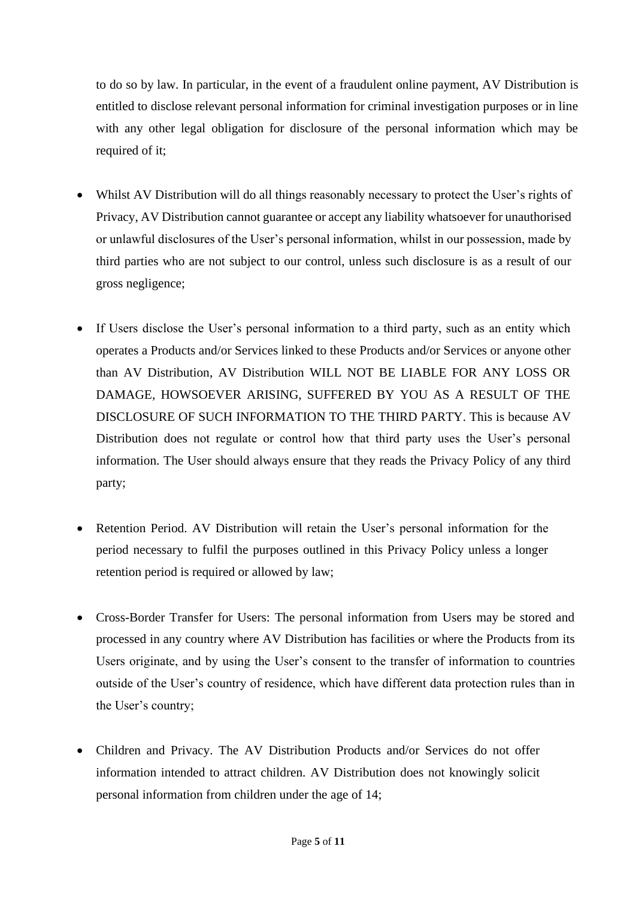to do so by law. In particular, in the event of a fraudulent online payment, AV Distribution is entitled to disclose relevant personal information for criminal investigation purposes or in line with any other legal obligation for disclosure of the personal information which may be required of it;

- Whilst AV Distribution will do all things reasonably necessary to protect the User's rights of Privacy, AV Distribution cannot guarantee or accept any liability whatsoever for unauthorised or unlawful disclosures of the User's personal information, whilst in our possession, made by third parties who are not subject to our control, unless such disclosure is as a result of our gross negligence;

- If Users disclose the User's personal information to a third party, such as an entity which operates a Products and/or Services linked to these Products and/or Services or anyone other than AV Distribution, AV Distribution WILL NOT BE LIABLE FOR ANY LOSS OR DAMAGE, HOWSOEVER ARISING, SUFFERED BY YOU AS A RESULT OF THE DISCLOSURE OF SUCH INFORMATION TO THE THIRD PARTY. This is because AV Distribution does not regulate or control how that third party uses the User's personal information. The User should always ensure that they reads the Privacy Policy of any third party;

- Retention Period. AV Distribution will retain the User's personal information for the period necessary to fulfil the purposes outlined in this Privacy Policy unless a longer retention period is required or allowed by law;

- Cross-Border Transfer for Users: The personal information from Users may be stored and processed in any country where AV Distribution has facilities or where the Products from its Users originate, and by using the User's consent to the transfer of information to countries outside of the User's country of residence, which have different data protection rules than in the User's country;

- Children and Privacy. The AV Distribution Products and/or Services do not offer information intended to attract children. AV Distribution does not knowingly solicit personal information from children under the age of 14;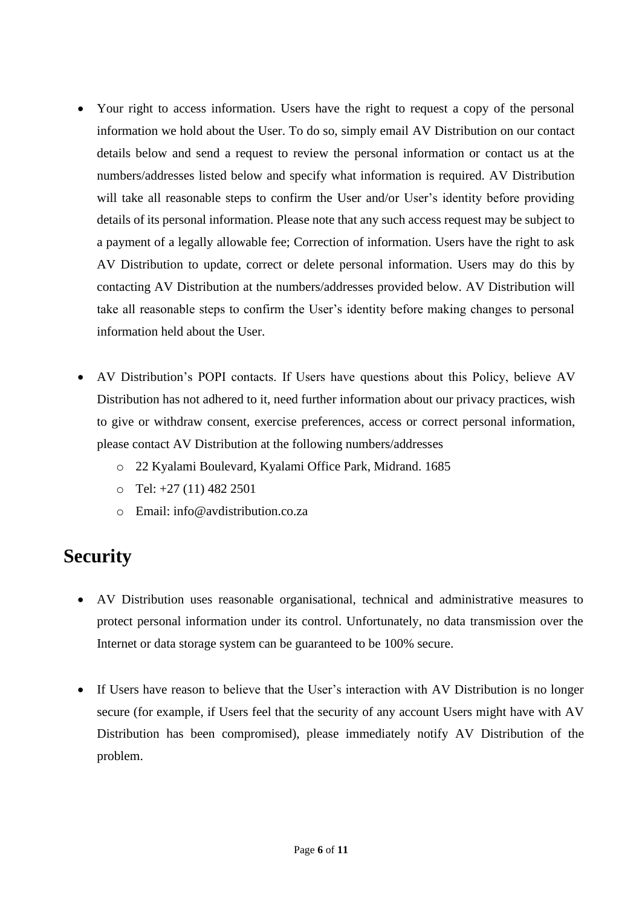- Your right to access information. Users have the right to request a copy of the personal information we hold about the User. To do so, simply email AV Distribution on our contact details below and send a request to review the personal information or contact us at the numbers/addresses listed below and specify what information is required. AV Distribution will take all reasonable steps to confirm the User and/or User's identity before providing details of its personal information. Please note that any such access request may be subject to a payment of a legally allowable fee; Correction of information. Users have the right to ask AV Distribution to update, correct or delete personal information. Users may do this by contacting AV Distribution at the numbers/addresses provided below. AV Distribution will take all reasonable steps to confirm the User's identity before making changes to personal information held about the User.

- AV Distribution's POPI contacts. If Users have questions about this Policy, believe AV Distribution has not adhered to it, need further information about our privacy practices, wish to give or withdraw consent, exercise preferences, access or correct personal information, please contact AV Distribution at the following numbers/addresses
    - 22 Kyalami Boulevard, Kyalami Office Park, Midrand. 1685
    - Tel: +27 (11) 482 2501
    - Email: info@avdistribution.co.za

## Security

- AV Distribution uses reasonable organisational, technical and administrative measures to protect personal information under its control. Unfortunately, no data transmission over the Internet or data storage system can be guaranteed to be 100% secure.

- If Users have reason to believe that the User's interaction with AV Distribution is no longer secure (for example, if Users feel that the security of any account Users might have with AV Distribution has been compromised), please immediately notify AV Distribution of the problem.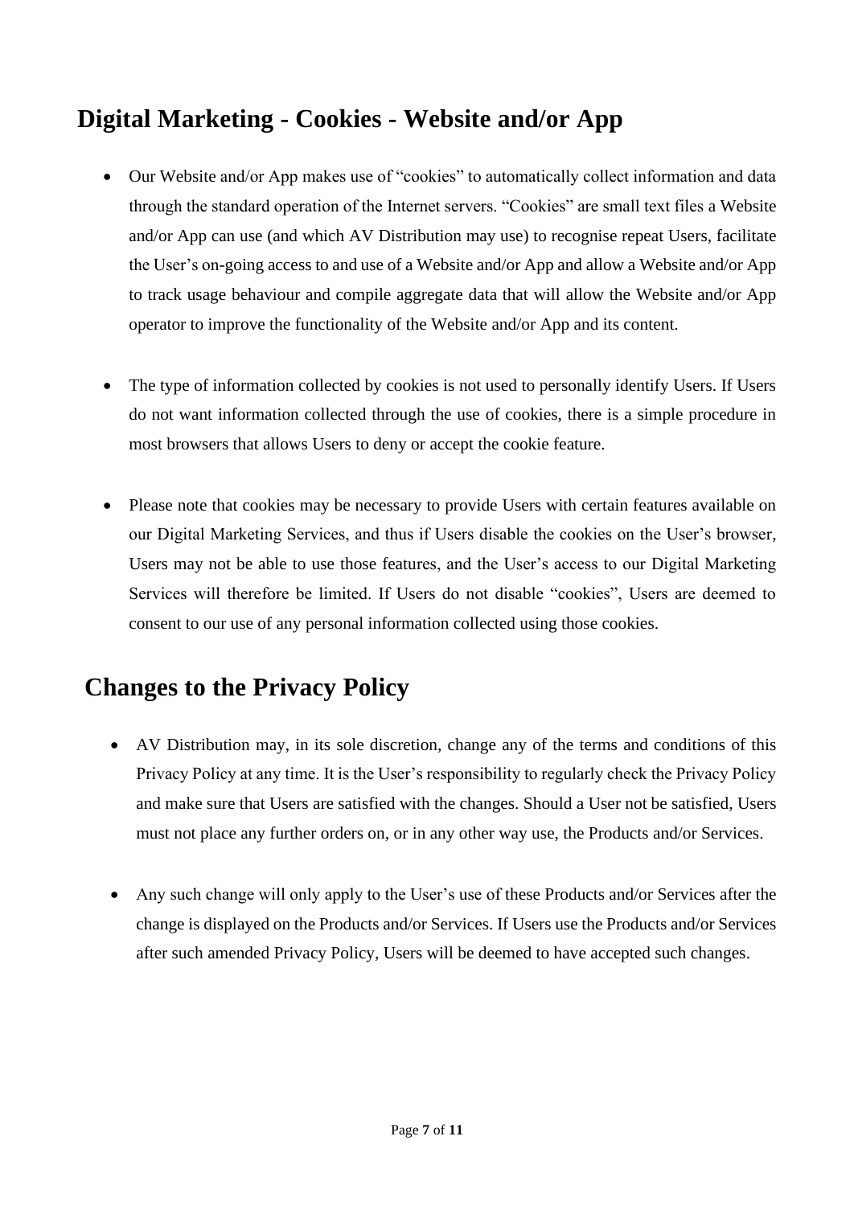## Digital Marketing - Cookies - Website and/or App

- Our Website and/or App makes use of "cookies" to automatically collect information and data through the standard operation of the Internet servers. "Cookies" are small text files a Website and/or App can use (and which AV Distribution may use) to recognise repeat Users, facilitate the User's on-going access to and use of a Website and/or App and allow a Website and/or App to track usage behaviour and compile aggregate data that will allow the Website and/or App operator to improve the functionality of the Website and/or App and its content.

- The type of information collected by cookies is not used to personally identify Users. If Users do not want information collected through the use of cookies, there is a simple procedure in most browsers that allows Users to deny or accept the cookie feature.

- Please note that cookies may be necessary to provide Users with certain features available on our Digital Marketing Services, and thus if Users disable the cookies on the User's browser, Users may not be able to use those features, and the User's access to our Digital Marketing Services will therefore be limited. If Users do not disable "cookies", Users are deemed to consent to our use of any personal information collected using those cookies.

## Changes to the Privacy Policy

- AV Distribution may, in its sole discretion, change any of the terms and conditions of this Privacy Policy at any time. It is the User's responsibility to regularly check the Privacy Policy and make sure that Users are satisfied with the changes. Should a User not be satisfied, Users must not place any further orders on, or in any other way use, the Products and/or Services.

- Any such change will only apply to the User's use of these Products and/or Services after the change is displayed on the Products and/or Services. If Users use the Products and/or Services after such amended Privacy Policy, Users will be deemed to have accepted such changes.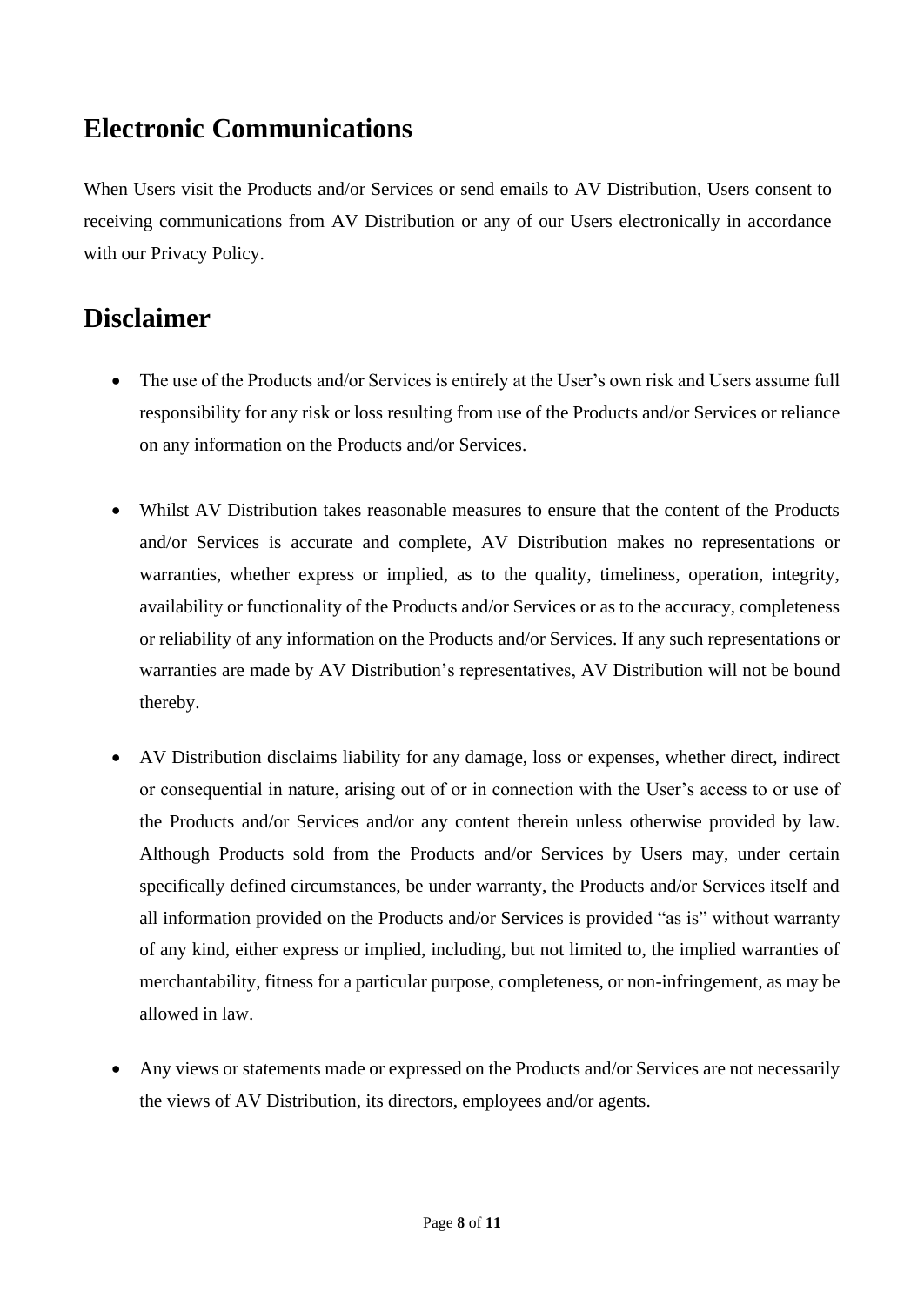## Electronic Communications

When Users visit the Products and/or Services or send emails to AV Distribution, Users consent to receiving communications from AV Distribution or any of our Users electronically in accordance with our Privacy Policy.

## Disclaimer

- The use of the Products and/or Services is entirely at the User's own risk and Users assume full responsibility for any risk or loss resulting from use of the Products and/or Services or reliance on any information on the Products and/or Services.

- Whilst AV Distribution takes reasonable measures to ensure that the content of the Products and/or Services is accurate and complete, AV Distribution makes no representations or warranties, whether express or implied, as to the quality, timeliness, operation, integrity, availability or functionality of the Products and/or Services or as to the accuracy, completeness or reliability of any information on the Products and/or Services. If any such representations or warranties are made by AV Distribution's representatives, AV Distribution will not be bound thereby.

- AV Distribution disclaims liability for any damage, loss or expenses, whether direct, indirect or consequential in nature, arising out of or in connection with the User's access to or use of the Products and/or Services and/or any content therein unless otherwise provided by law. Although Products sold from the Products and/or Services by Users may, under certain specifically defined circumstances, be under warranty, the Products and/or Services itself and all information provided on the Products and/or Services is provided "as is" without warranty of any kind, either express or implied, including, but not limited to, the implied warranties of merchantability, fitness for a particular purpose, completeness, or non-infringement, as may be allowed in law.

- Any views or statements made or expressed on the Products and/or Services are not necessarily the views of AV Distribution, its directors, employees and/or agents.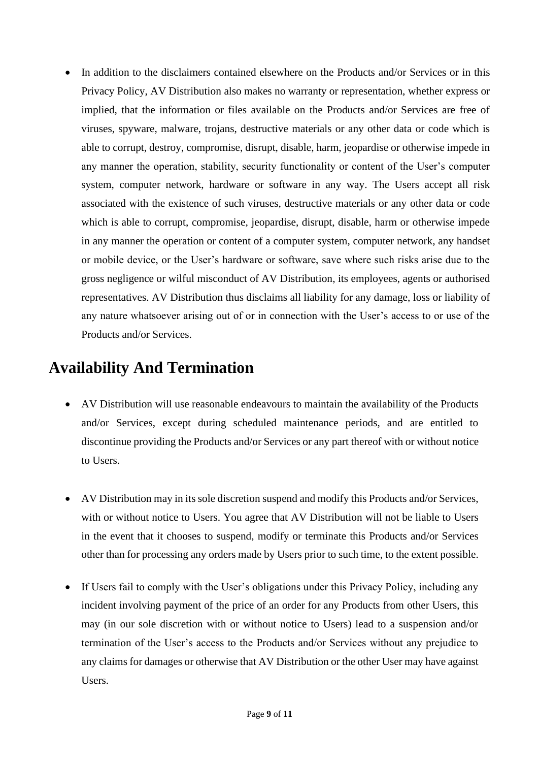- In addition to the disclaimers contained elsewhere on the Products and/or Services or in this Privacy Policy, AV Distribution also makes no warranty or representation, whether express or implied, that the information or files available on the Products and/or Services are free of viruses, spyware, malware, trojans, destructive materials or any other data or code which is able to corrupt, destroy, compromise, disrupt, disable, harm, jeopardise or otherwise impede in any manner the operation, stability, security functionality or content of the User's computer system, computer network, hardware or software in any way. The Users accept all risk associated with the existence of such viruses, destructive materials or any other data or code which is able to corrupt, compromise, jeopardise, disrupt, disable, harm or otherwise impede in any manner the operation or content of a computer system, computer network, any handset or mobile device, or the User's hardware or software, save where such risks arise due to the gross negligence or wilful misconduct of AV Distribution, its employees, agents or authorised representatives. AV Distribution thus disclaims all liability for any damage, loss or liability of any nature whatsoever arising out of or in connection with the User's access to or use of the Products and/or Services.

## Availability And Termination

- AV Distribution will use reasonable endeavours to maintain the availability of the Products and/or Services, except during scheduled maintenance periods, and are entitled to discontinue providing the Products and/or Services or any part thereof with or without notice to Users.

- AV Distribution may in its sole discretion suspend and modify this Products and/or Services, with or without notice to Users. You agree that AV Distribution will not be liable to Users in the event that it chooses to suspend, modify or terminate this Products and/or Services other than for processing any orders made by Users prior to such time, to the extent possible.

- If Users fail to comply with the User's obligations under this Privacy Policy, including any incident involving payment of the price of an order for any Products from other Users, this may (in our sole discretion with or without notice to Users) lead to a suspension and/or termination of the User's access to the Products and/or Services without any prejudice to any claims for damages or otherwise that AV Distribution or the other User may have against Users.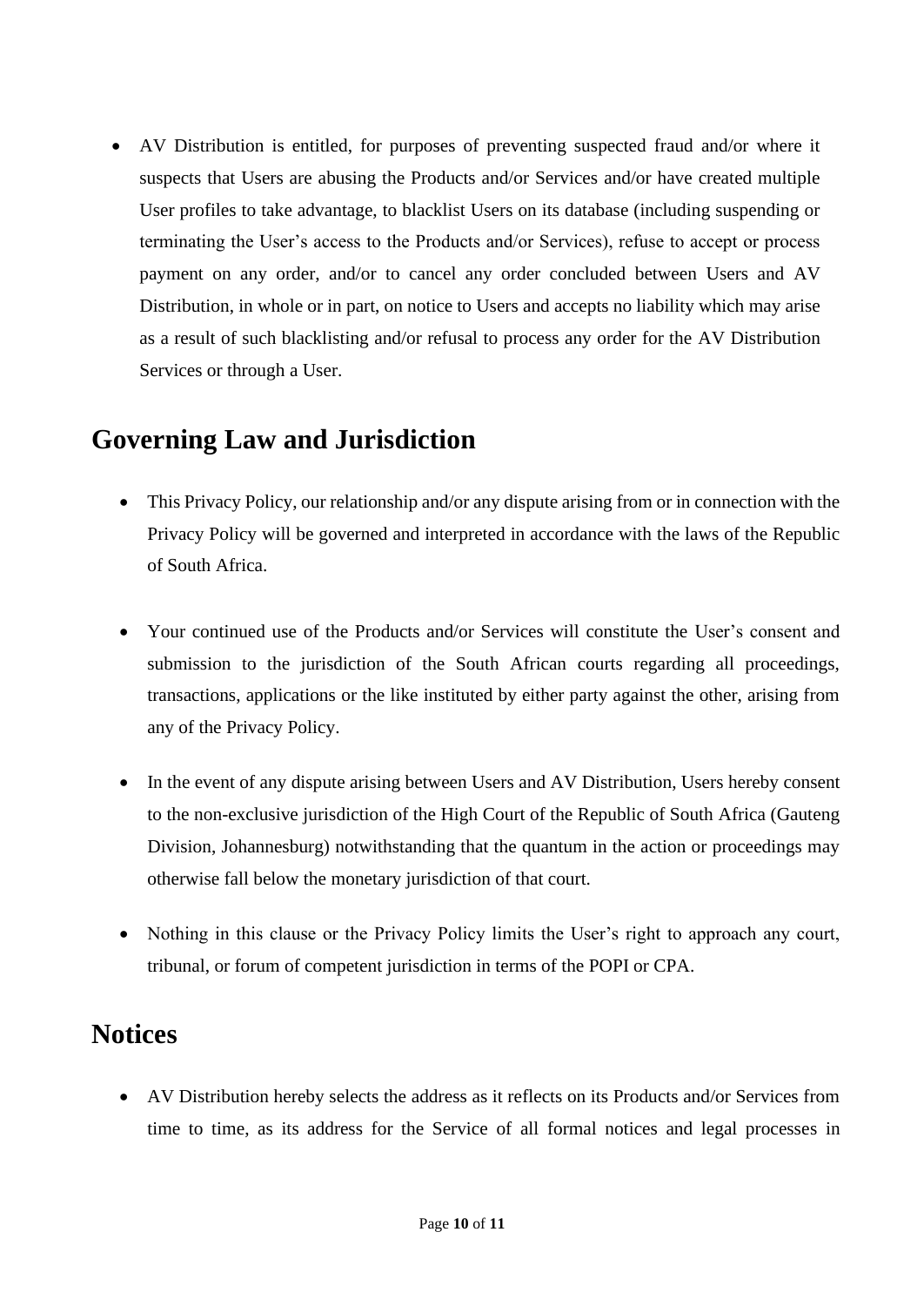- AV Distribution is entitled, for purposes of preventing suspected fraud and/or where it suspects that Users are abusing the Products and/or Services and/or have created multiple User profiles to take advantage, to blacklist Users on its database (including suspending or terminating the User's access to the Products and/or Services), refuse to accept or process payment on any order, and/or to cancel any order concluded between Users and AV Distribution, in whole or in part, on notice to Users and accepts no liability which may arise as a result of such blacklisting and/or refusal to process any order for the AV Distribution Services or through a User.

## Governing Law and Jurisdiction

- This Privacy Policy, our relationship and/or any dispute arising from or in connection with the Privacy Policy will be governed and interpreted in accordance with the laws of the Republic of South Africa.

- Your continued use of the Products and/or Services will constitute the User's consent and submission to the jurisdiction of the South African courts regarding all proceedings, transactions, applications or the like instituted by either party against the other, arising from any of the Privacy Policy.

- In the event of any dispute arising between Users and AV Distribution, Users hereby consent to the non-exclusive jurisdiction of the High Court of the Republic of South Africa (Gauteng Division, Johannesburg) notwithstanding that the quantum in the action or proceedings may otherwise fall below the monetary jurisdiction of that court.

- Nothing in this clause or the Privacy Policy limits the User's right to approach any court, tribunal, or forum of competent jurisdiction in terms of the POPI or CPA.

## Notices

- AV Distribution hereby selects the address as it reflects on its Products and/or Services from time to time, as its address for the Service of all formal notices and legal processes in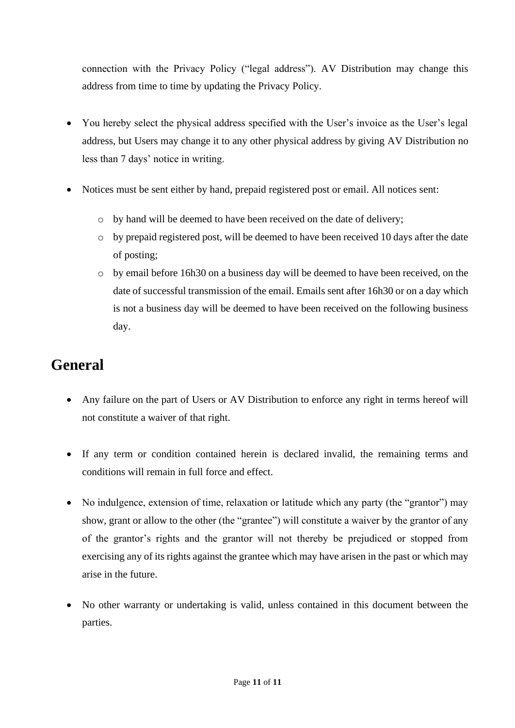connection with the Privacy Policy ("legal address"). AV Distribution may change this address from time to time by updating the Privacy Policy.

- You hereby select the physical address specified with the User's invoice as the User's legal address, but Users may change it to any other physical address by giving AV Distribution no less than 7 days' notice in writing.

- Notices must be sent either by hand, prepaid registered post or email. All notices sent:
  - by hand will be deemed to have been received on the date of delivery;
  - by prepaid registered post, will be deemed to have been received 10 days after the date of posting;
  - by email before 16h30 on a business day will be deemed to have been received, on the date of successful transmission of the email. Emails sent after 16h30 or on a day which is not a business day will be deemed to have been received on the following business day.

# General

- Any failure on the part of Users or AV Distribution to enforce any right in terms hereof will not constitute a waiver of that right.

- If any term or condition contained herein is declared invalid, the remaining terms and conditions will remain in full force and effect.

- No indulgence, extension of time, relaxation or latitude which any party (the "grantor") may show, grant or allow to the other (the "grantee") will constitute a waiver by the grantor of any of the grantor's rights and the grantor will not thereby be prejudiced or stopped from exercising any of its rights against the grantee which may have arisen in the past or which may arise in the future.

- No other warranty or undertaking is valid, unless contained in this document between the parties.